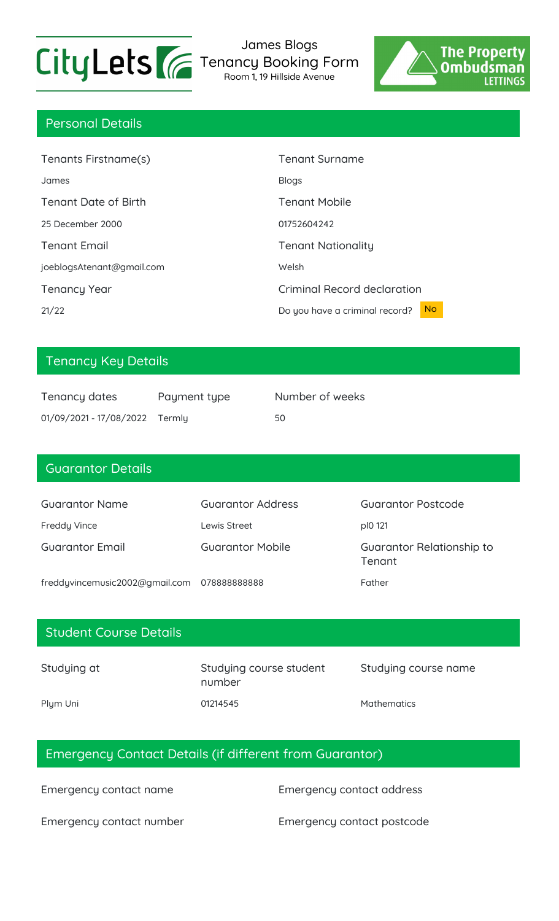CityLets

# James Blogs
## Tenancy Booking Form
Room 1, 19 Hillside Avenue

The Property Ombudsman LETTINGS

## Personal Details

| Tenants Firstname(s) | Tenant Surname |
|---|---|
| James | Blogs |
| **Tenant Date of Birth** | **Tenant Mobile** |
| 25 December 2000 | 01752604242 |
| **Tenant Email** | **Tenant Nationality** |
| joeblogsAtenant@gmail.com | Welsh |
| **Tenancy Year** | **Criminal Record declaration** |
| 21/22 | Do you have a criminal record? No |

## Tenancy Key Details

| Tenancy dates | Payment type | Number of weeks |
|---|---|---|
| 01/09/2021 - 17/08/2022 | Termly | 50 |

## Guarantor Details

| Guarantor Name | Guarantor Address | Guarantor Postcode |
|---|---|---|
| Freddy Vince | Lewis Street | pl0 121 |
| **Guarantor Email** | **Guarantor Mobile** | **Guarantor Relationship to Tenant** |
| freddyvincemusic2002@gmail.com | 078888888888 | Father |

## Student Course Details

| Studying at | Studying course student number | Studying course name |
|---|---|---|
| Plym Uni | 01214545 | Mathematics |

## Emergency Contact Details (if different from Guarantor)

| Emergency contact name | Emergency contact address |
|---|---|
| **Emergency contact number** | **Emergency contact postcode** |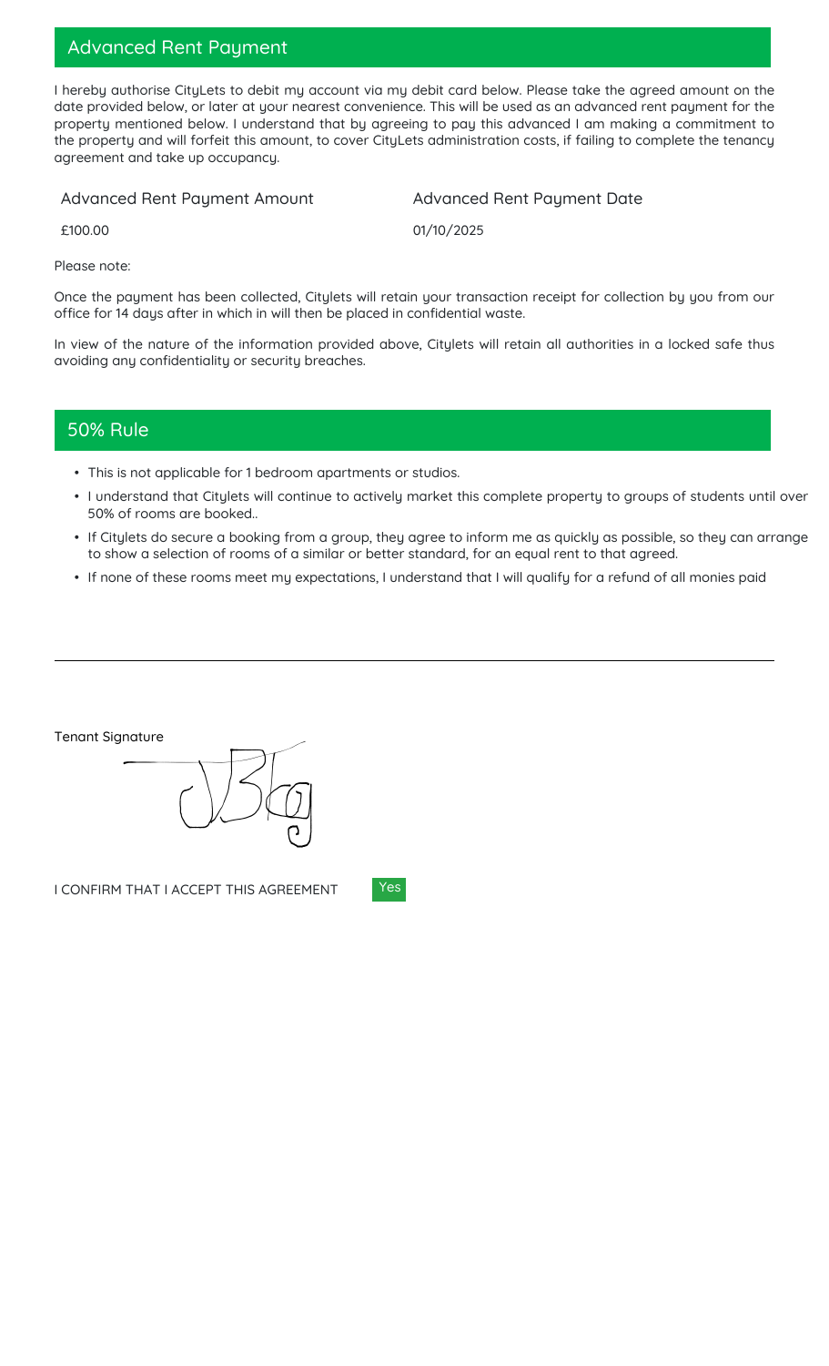## Advanced Rent Payment

I hereby authorise CityLets to debit my account via my debit card below. Please take the agreed amount on the date provided below, or later at your nearest convenience. This will be used as an advanced rent payment for the property mentioned below. I understand that by agreeing to pay this advanced I am making a commitment to the property and will forfeit this amount, to cover CityLets administration costs, if failing to complete the tenancy agreement and take up occupancy.

| Advanced Rent Payment Amount | Advanced Rent Payment Date |
| --- | --- |
| £100.00 | 01/10/2025 |

Please note:

Once the payment has been collected, Citylets will retain your transaction receipt for collection by you from our office for 14 days after in which in will then be placed in confidential waste.

In view of the nature of the information provided above, Citylets will retain all authorities in a locked safe thus avoiding any confidentiality or security breaches.

## 50% Rule

- This is not applicable for 1 bedroom apartments or studios.
- I understand that Citylets will continue to actively market this complete property to groups of students until over 50% of rooms are booked..
- If Citylets do secure a booking from a group, they agree to inform me as quickly as possible, so they can arrange to show a selection of rooms of a similar or better standard, for an equal rent to that agreed.
- If none of these rooms meet my expectations, I understand that I will qualify for a refund of all monies paid

---

Tenant Signature

I CONFIRM THAT I ACCEPT THIS AGREEMENT Yes